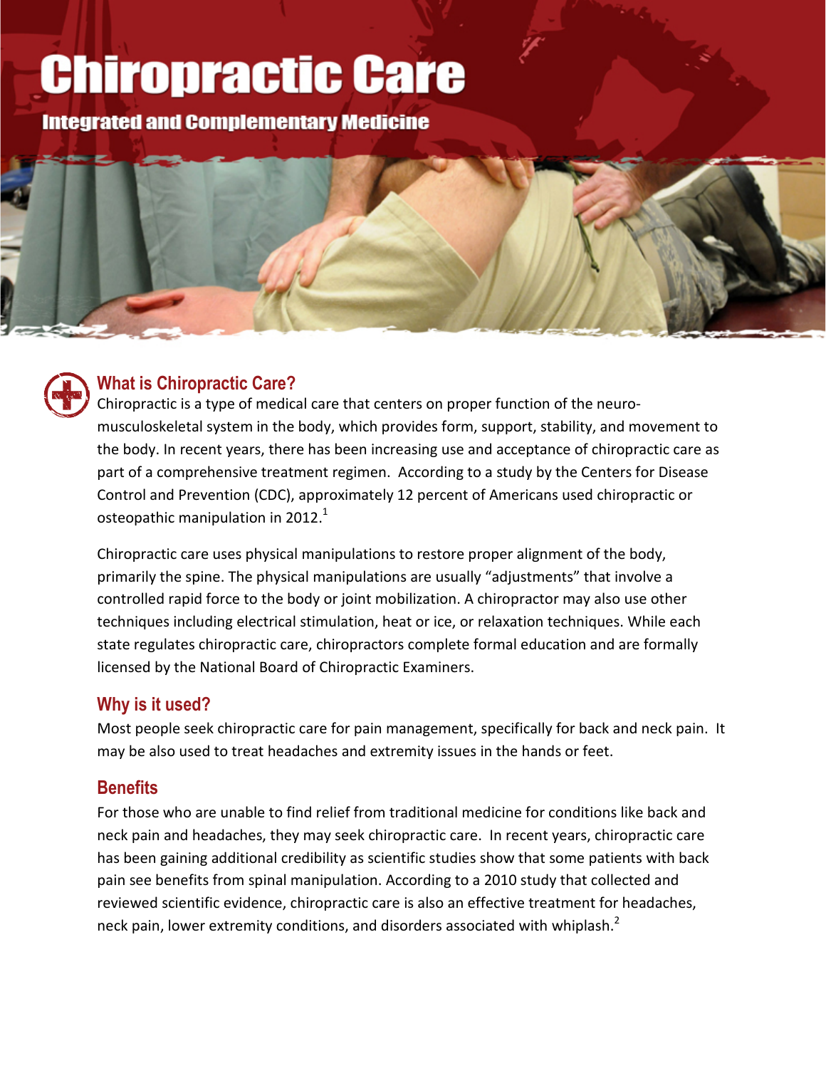# Chiropractic Care

**Integrated and Complementary Medicine**

## What is Chiropractic Care?

Chiropractic is a type of medical care that centers on proper function of the neuro-musculoskeletal system in the body, which provides form, support, stability, and movement to the body. In recent years, there has been increasing use and acceptance of chiropractic care as part of a comprehensive treatment regimen. According to a study by the Centers for Disease Control and Prevention (CDC), approximately 12 percent of Americans used chiropractic or osteopathic manipulation in 2012.[1]

Chiropractic care uses physical manipulations to restore proper alignment of the body, primarily the spine. The physical manipulations are usually "adjustments" that involve a controlled rapid force to the body or joint mobilization. A chiropractor may also use other techniques including electrical stimulation, heat or ice, or relaxation techniques. While each state regulates chiropractic care, chiropractors complete formal education and are formally licensed by the National Board of Chiropractic Examiners.

## Why is it used?

Most people seek chiropractic care for pain management, specifically for back and neck pain. It may be also used to treat headaches and extremity issues in the hands or feet.

## Benefits

For those who are unable to find relief from traditional medicine for conditions like back and neck pain and headaches, they may seek chiropractic care. In recent years, chiropractic care has been gaining additional credibility as scientific studies show that some patients with back pain see benefits from spinal manipulation. According to a 2010 study that collected and reviewed scientific evidence, chiropractic care is also an effective treatment for headaches, neck pain, lower extremity conditions, and disorders associated with whiplash.[2]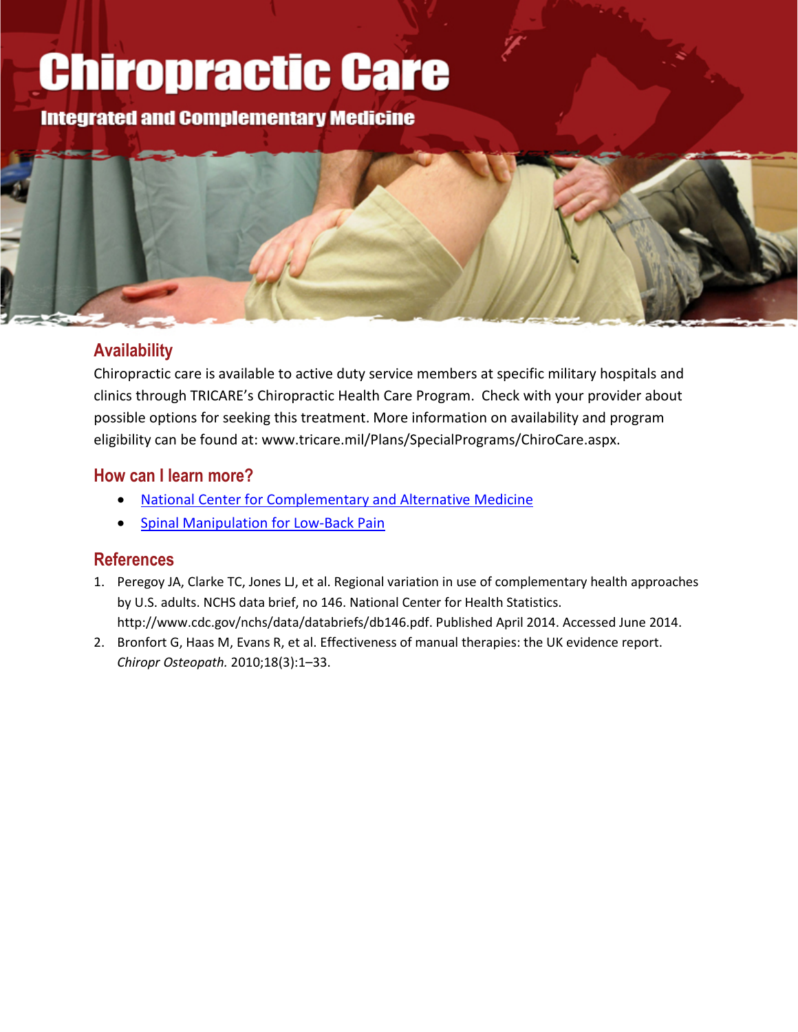# Chiropractic Care

## Integrated and Complementary Medicine

### Availability

Chiropractic care is available to active duty service members at specific military hospitals and clinics through TRICARE's Chiropractic Health Care Program. Check with your provider about possible options for seeking this treatment. More information on availability and program eligibility can be found at: www.tricare.mil/Plans/SpecialPrograms/ChiroCare.aspx.

### How can I learn more?

- National Center for Complementary and Alternative Medicine
- Spinal Manipulation for Low-Back Pain

### References

1. Peregoy JA, Clarke TC, Jones LJ, et al. Regional variation in use of complementary health approaches by U.S. adults. NCHS data brief, no 146. National Center for Health Statistics. http://www.cdc.gov/nchs/data/databriefs/db146.pdf. Published April 2014. Accessed June 2014.
2. Bronfort G, Haas M, Evans R, et al. Effectiveness of manual therapies: the UK evidence report. *Chiropr Osteopath.* 2010;18(3):1–33.